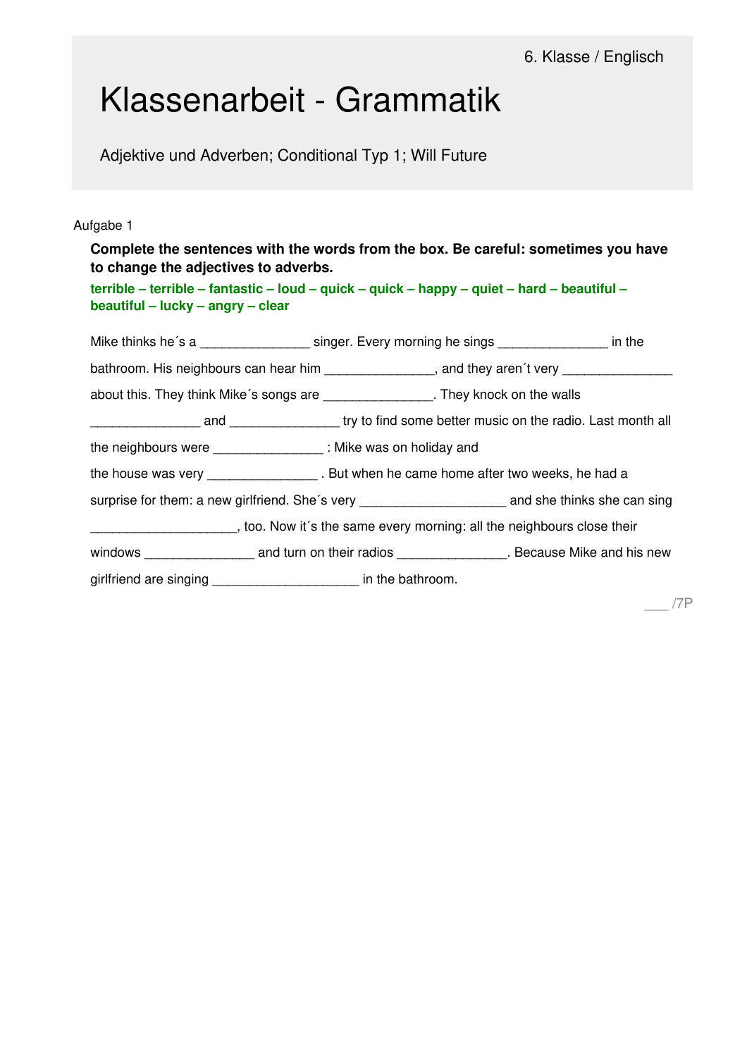6. Klasse / Englisch

# Klassenarbeit - Grammatik

Adjektive und Adverben; Conditional Typ 1; Will Future

Aufgabe 1

**Complete the sentences with the words from the box. Be careful: sometimes you have to change the adjectives to adverbs.**

**terrible – terrible – fantastic – loud – quick – quick – happy – quiet – hard – beautiful – beautiful – lucky – angry – clear**

Mike thinks he´s a _______________ singer. Every morning he sings _______________ in the bathroom. His neighbours can hear him _______________, and they aren´t very _______________ about this. They think Mike´s songs are _______________. They knock on the walls _______________ and _______________ try to find some better music on the radio. Last month all the neighbours were _______________ : Mike was on holiday and the house was very _______________ . But when he came home after two weeks, he had a surprise for them: a new girlfriend. She´s very ____________________ and she thinks she can sing ____________________, too. Now it´s the same every morning: all the neighbours close their windows _______________ and turn on their radios _______________. Because Mike and his new girlfriend are singing ____________________ in the bathroom.

___ /7P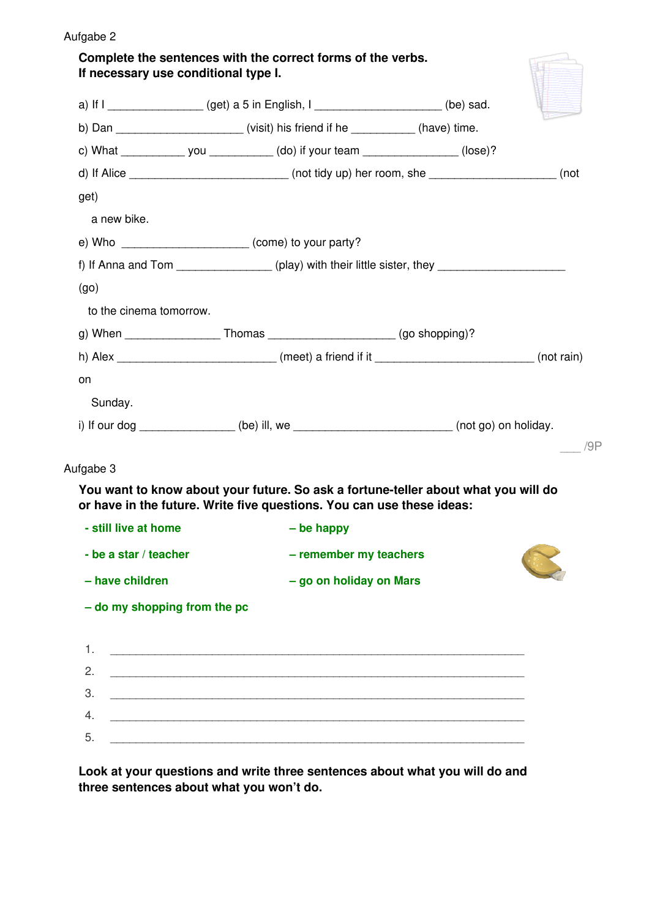Aufgabe 2

**Complete the sentences with the correct forms of the verbs.**
**If necessary use conditional type I.**

a) If I _______________ (get) a 5 in English, I ___________________ (be) sad.

b) Dan ___________________ (visit) his friend if he __________ (have) time.

c) What __________ you __________ (do) if your team ______________ (lose)?

d) If Alice ________________________ (not tidy up) her room, she ___________________ (not get) a new bike.

e) Who ___________________ (come) to your party?

f) If Anna and Tom ______________ (play) with their little sister, they ___________________ (go) to the cinema tomorrow.

g) When ______________ Thomas ___________________ (go shopping)?

h) Alex ________________________ (meet) a friend if it ________________________ (not rain) on Sunday.

i) If our dog ______________ (be) ill, we ________________________ (not go) on holiday.

___ /9P

Aufgabe 3

**You want to know about your future. So ask a fortune-teller about what you will do or have in the future. Write five questions. You can use these ideas:**

- **still live at home**
- **be a star / teacher**
- **have children**
- **do my shopping from the pc**
- **be happy**
- **remember my teachers**
- **go on holiday on Mars**

1. ______________________________________________________________
2. ______________________________________________________________
3. ______________________________________________________________
4. ______________________________________________________________
5. ______________________________________________________________

**Look at your questions and write three sentences about what you will do and three sentences about what you won't do.**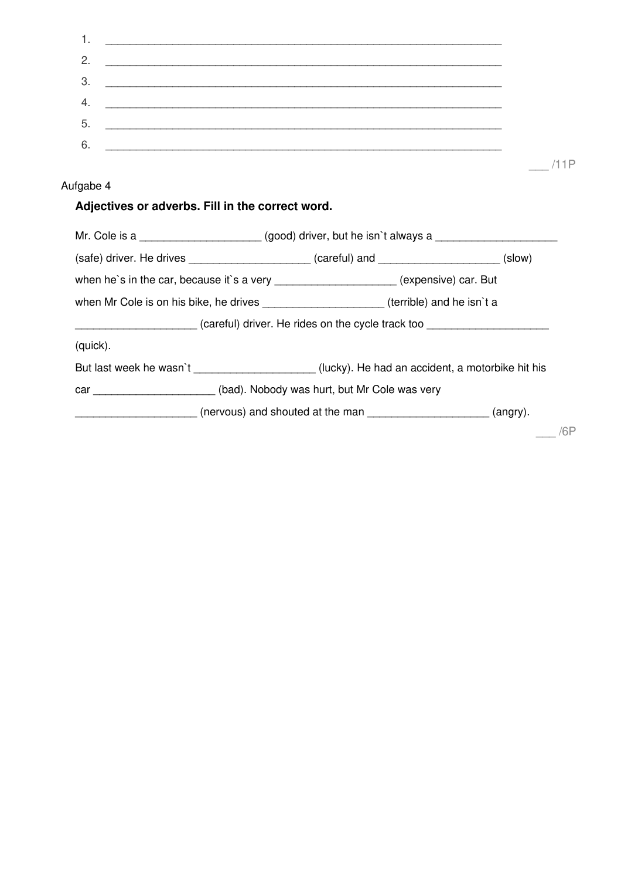1. ____________________________________________________________________
2. ____________________________________________________________________
3. ____________________________________________________________________
4. ____________________________________________________________________
5. ____________________________________________________________________
6. ____________________________________________________________________

___ /11P

Aufgabe 4

**Adjectives or adverbs. Fill in the correct word.**

Mr. Cole is a ____________________ (good) driver, but he isn`t always a ____________________ (safe) driver. He drives ____________________ (careful) and ____________________ (slow) when he`s in the car, because it`s a very ____________________ (expensive) car. But when Mr Cole is on his bike, he drives ____________________ (terrible) and he isn`t a ____________________ (careful) driver. He rides on the cycle track too ____________________ (quick).

But last week he wasn`t ____________________ (lucky). He had an accident, a motorbike hit his car ____________________ (bad). Nobody was hurt, but Mr Cole was very ____________________ (nervous) and shouted at the man ____________________ (angry).

___ /6P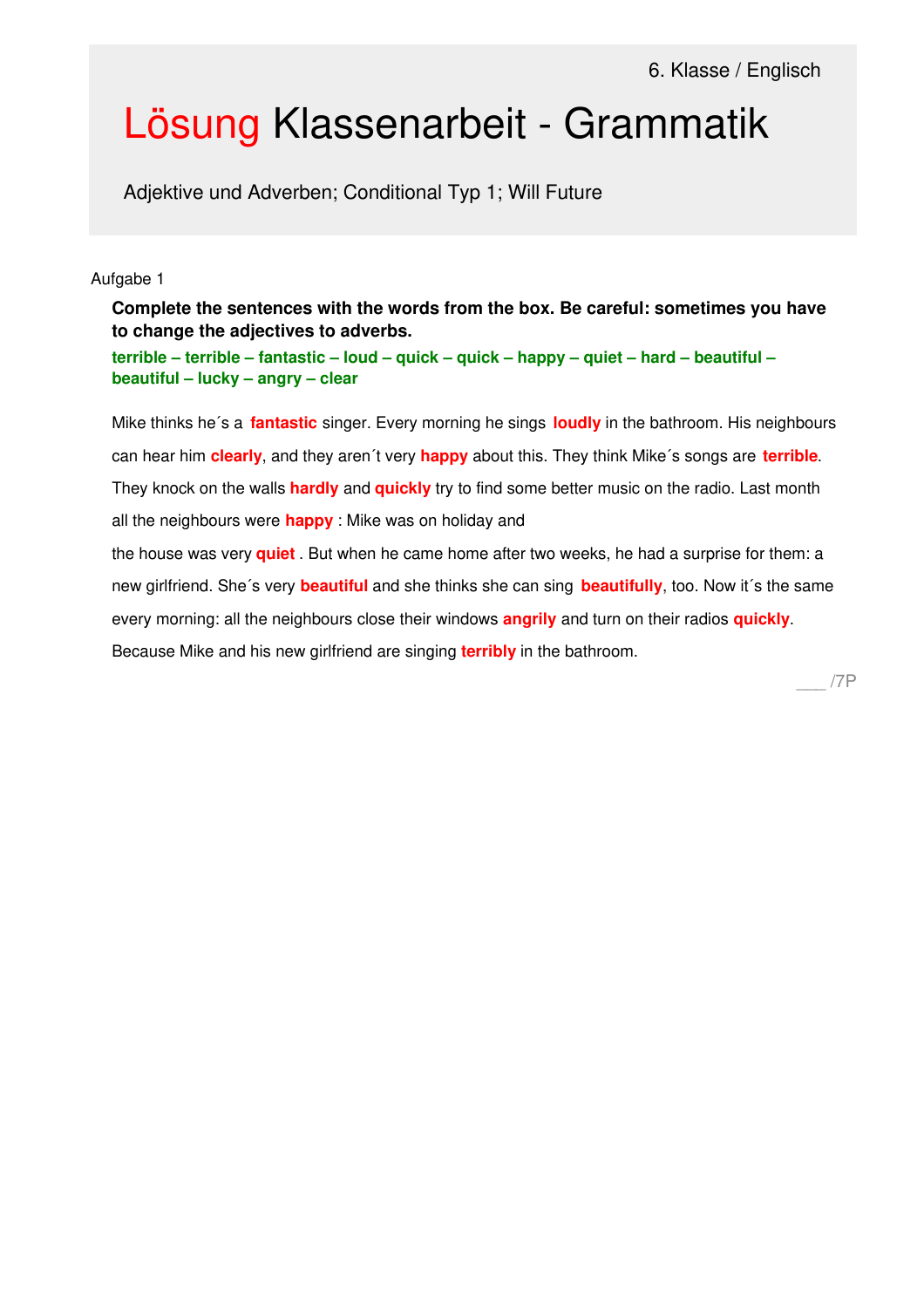6. Klasse / Englisch

# Lösung Klassenarbeit - Grammatik

Adjektive und Adverben; Conditional Typ 1; Will Future

Aufgabe 1

**Complete the sentences with the words from the box. Be careful: sometimes you have to change the adjectives to adverbs.**

**terrible – terrible – fantastic – loud – quick – quick – happy – quiet – hard – beautiful – beautiful – lucky – angry – clear**

Mike thinks he´s a **fantastic** singer. Every morning he sings **loudly** in the bathroom. His neighbours can hear him **clearly**, and they aren´t very **happy** about this. They think Mike´s songs are **terrible**. They knock on the walls **hardly** and **quickly** try to find some better music on the radio. Last month all the neighbours were **happy** : Mike was on holiday and

the house was very **quiet** . But when he came home after two weeks, he had a surprise for them: a new girlfriend. She´s very **beautiful** and she thinks she can sing **beautifully**, too. Now it´s the same every morning: all the neighbours close their windows **angrily** and turn on their radios **quickly**. Because Mike and his new girlfriend are singing **terribly** in the bathroom.

___ /7P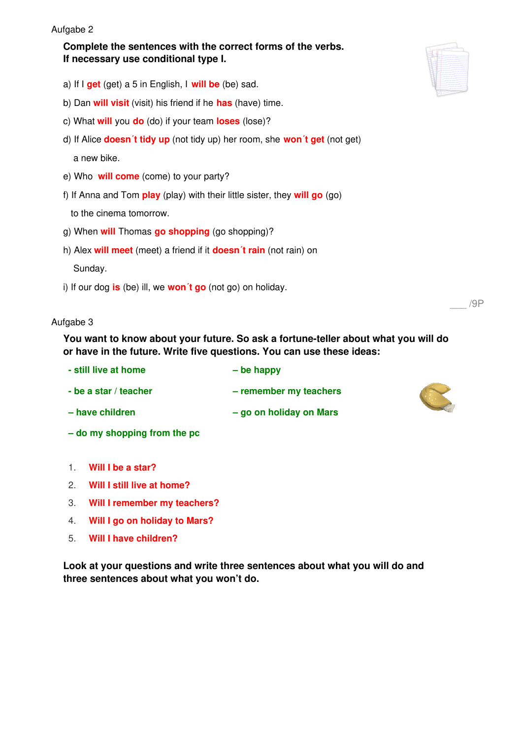Aufgabe 2

**Complete the sentences with the correct forms of the verbs.**
**If necessary use conditional type I.**

a) If I **get** (get) a 5 in English, I **will be** (be) sad.

b) Dan **will visit** (visit) his friend if he **has** (have) time.

c) What **will** you **do** (do) if your team **loses** (lose)?

d) If Alice **doesn´t tidy up** (not tidy up) her room, she **won´t get** (not get) a new bike.

e) Who **will come** (come) to your party?

f) If Anna and Tom **play** (play) with their little sister, they **will go** (go) to the cinema tomorrow.

g) When **will** Thomas **go shopping** (go shopping)?

h) Alex **will meet** (meet) a friend if it **doesn´t rain** (not rain) on Sunday.

i) If our dog **is** (be) ill, we **won´t go** (not go) on holiday.

___ /9P

Aufgabe 3

**You want to know about your future. So ask a fortune-teller about what you will do or have in the future. Write five questions. You can use these ideas:**

- **still live at home**
- **be happy**
- **be a star / teacher**
- **remember my teachers**
- **have children**
- **go on holiday on Mars**
- **do my shopping from the pc**

1. **Will I be a star?**
2. **Will I still live at home?**
3. **Will I remember my teachers?**
4. **Will I go on holiday to Mars?**
5. **Will I have children?**

**Look at your questions and write three sentences about what you will do and three sentences about what you won't do.**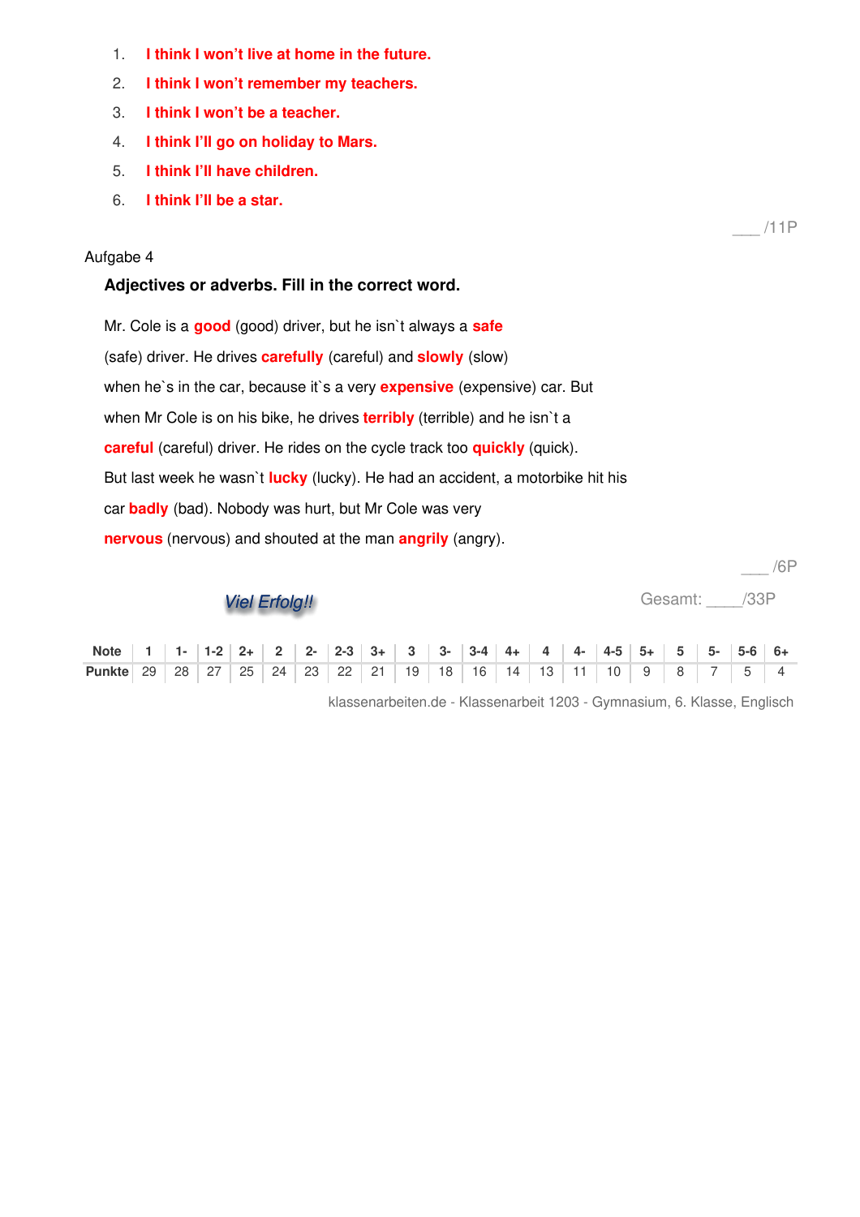1. **I think I won't live at home in the future.**
2. **I think I won't remember my teachers.**
3. **I think I won't be a teacher.**
4. **I think I'll go on holiday to Mars.**
5. **I think I'll have children.**
6. **I think I'll be a star.**

___ /11P

Aufgabe 4

**Adjectives or adverbs. Fill in the correct word.**

Mr. Cole is a **good** (good) driver, but he isn`t always a **safe** (safe) driver. He drives **carefully** (careful) and **slowly** (slow) when he`s in the car, because it`s a very **expensive** (expensive) car. But when Mr Cole is on his bike, he drives **terribly** (terrible) and he isn`t a **careful** (careful) driver. He rides on the cycle track too **quickly** (quick). But last week he wasn`t **lucky** (lucky). He had an accident, a motorbike hit his car **badly** (bad). Nobody was hurt, but Mr Cole was very **nervous** (nervous) and shouted at the man **angrily** (angry).

___ /6P

*Viel Erfolg!!*

Gesamt: ____/33P

| Note | 1 | 1- | 1-2 | 2+ | 2 | 2- | 2-3 | 3+ | 3 | 3- | 3-4 | 4+ | 4 | 4- | 4-5 | 5+ | 5 | 5- | 5-6 | 6+ |
|---|---|---|---|---|---|---|---|---|---|---|---|---|---|---|---|---|---|---|---|---|
| Punkte | 29 | 28 | 27 | 25 | 24 | 23 | 22 | 21 | 19 | 18 | 16 | 14 | 13 | 11 | 10 | 9 | 8 | 7 | 5 | 4 |